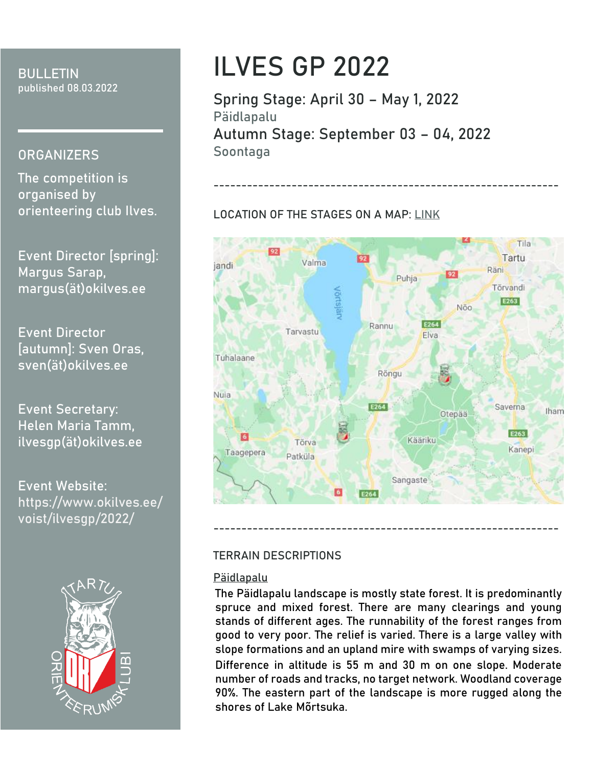# ILVES GP 2022

## Spring Stage: April 30 – May 1, 2022

Päidlapalu

## Autumn Stage: September 03 – 04, 2022

Soontaga

---

BULLETIN
published 08.03.2022

## ORGANIZERS

The competition is organised by orienteering club Ilves.

Event Director [spring]: Margus Sarap, margus(ät)okilves.ee

Event Director [autumn]: Sven Oras, sven(ät)okilves.ee

Event Secretary: Helen Maria Tamm, ilvesgp(ät)okilves.ee

Event Website: https://www.okilves.ee/voist/ilvesgp/2022/

---

LOCATION OF THE STAGES ON A MAP: LINK

---

## TERRAIN DESCRIPTIONS

### Päidlapalu

The Päidlapalu landscape is mostly state forest. It is predominantly spruce and mixed forest. There are many clearings and young stands of different ages. The runnability of the forest ranges from good to very poor. The relief is varied. There is a large valley with slope formations and an upland mire with swamps of varying sizes. Difference in altitude is 55 m and 30 m on one slope. Moderate number of roads and tracks, no target network. Woodland coverage 90%. The eastern part of the landscape is more rugged along the shores of Lake Mõrtsuka.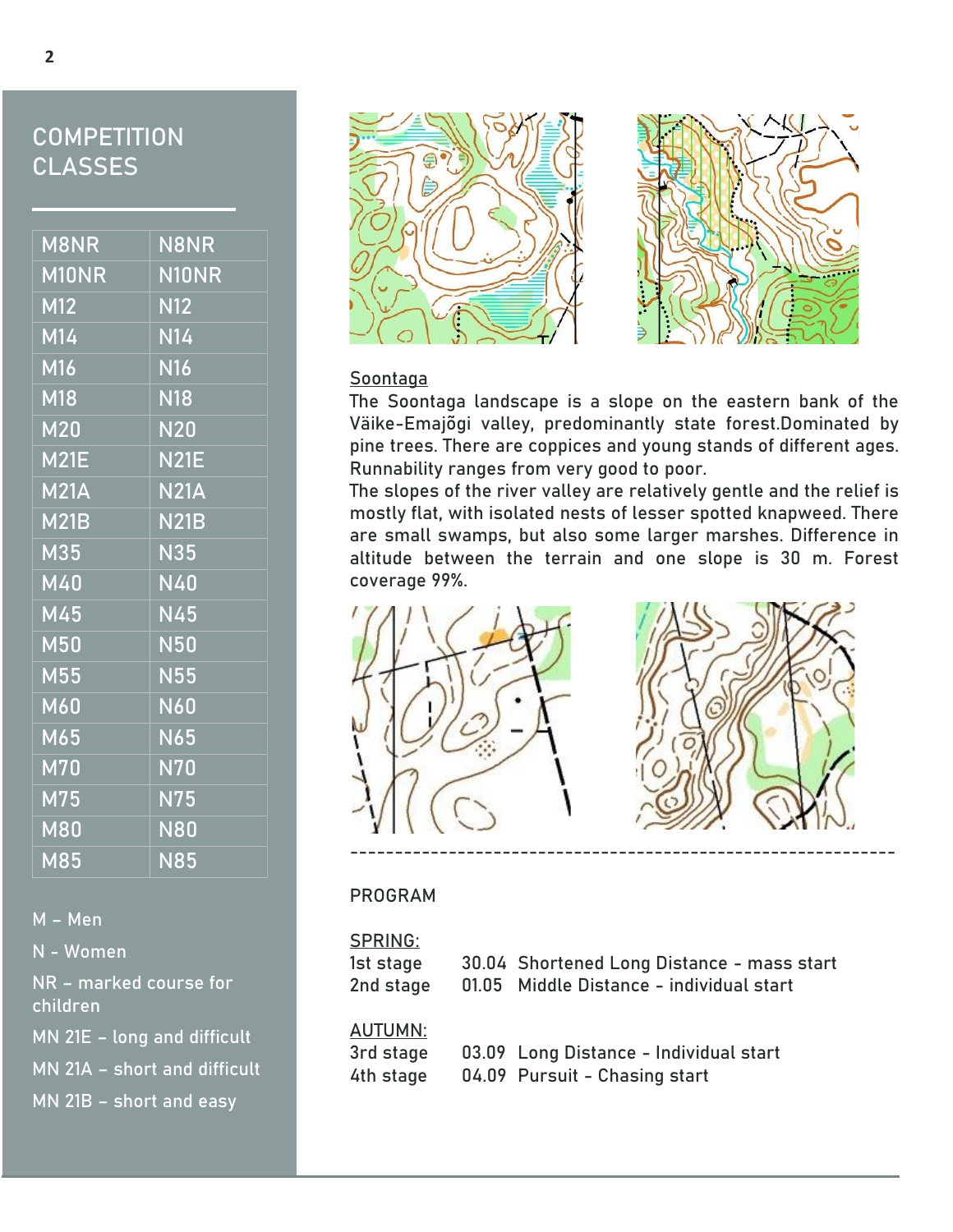## COMPETITION CLASSES

| M8NR | N8NR |
|---|---|
| M10NR | N10NR |
| M12 | N12 |
| M14 | N14 |
| M16 | N16 |
| M18 | N18 |
| M20 | N20 |
| M21E | N21E |
| M21A | N21A |
| M21B | N21B |
| M35 | N35 |
| M40 | N40 |
| M45 | N45 |
| M50 | N50 |
| M55 | N55 |
| M60 | N60 |
| M65 | N65 |
| M70 | N70 |
| M75 | N75 |
| M80 | N80 |
| M85 | N85 |

M – Men

N - Women

NR – marked course for children

MN 21E – long and difficult

MN 21A – short and difficult

MN 21B – short and easy

Soontaga

The Soontaga landscape is a slope on the eastern bank of the Väike-Emajõgi valley, predominantly state forest.Dominated by pine trees. There are coppices and young stands of different ages. Runnability ranges from very good to poor.

The slopes of the river valley are relatively gentle and the relief is mostly flat, with isolated nests of lesser spotted knapweed. There are small swamps, but also some larger marshes. Difference in altitude between the terrain and one slope is 30 m. Forest coverage 99%.

---

PROGRAM

SPRING:

1st stage 30.04 Shortened Long Distance - mass start

2nd stage 01.05 Middle Distance - individual start

AUTUMN:

3rd stage 03.09 Long Distance - Individual start

4th stage 04.09 Pursuit - Chasing start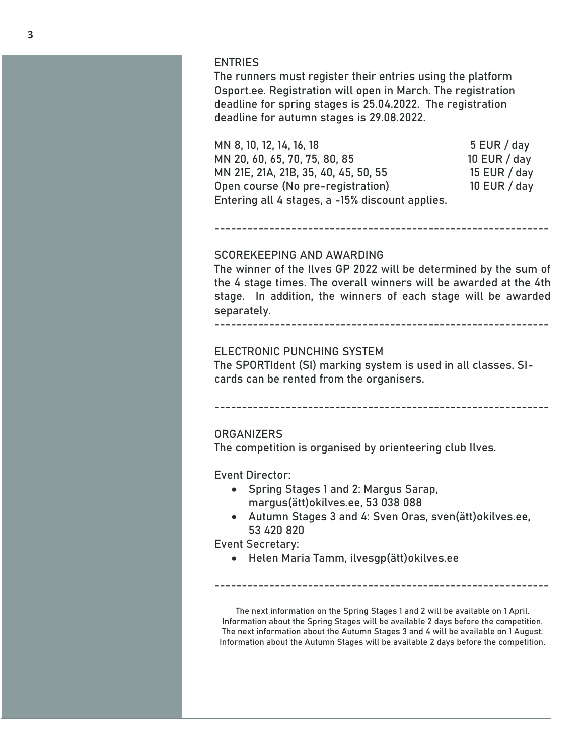## ENTRIES

The runners must register their entries using the platform Osport.ee. Registration will open in March. The registration deadline for spring stages is 25.04.2022. The registration deadline for autumn stages is 29.08.2022.

| | |
|---|---|
| MN 8, 10, 12, 14, 16, 18 | 5 EUR / day |
| MN 20, 60, 65, 70, 75, 80, 85 | 10 EUR / day |
| MN 21E, 21A, 21B, 35, 40, 45, 50, 55 | 15 EUR / day |
| Open course (No pre-registration) | 10 EUR / day |

Entering all 4 stages, a -15% discount applies.

---

## SCOREKEEPING AND AWARDING

The winner of the Ilves GP 2022 will be determined by the sum of the 4 stage times. The overall winners will be awarded at the 4th stage. In addition, the winners of each stage will be awarded separately.

---

## ELECTRONIC PUNCHING SYSTEM

The SPORTIdent (SI) marking system is used in all classes. SI-cards can be rented from the organisers.

---

## ORGANIZERS

The competition is organised by orienteering club Ilves.

Event Director:

- Spring Stages 1 and 2: Margus Sarap, margus(ätt)okilves.ee, 53 038 088
- Autumn Stages 3 and 4: Sven Oras, sven(ätt)okilves.ee, 53 420 820

Event Secretary:

- Helen Maria Tamm, ilvesgp(ätt)okilves.ee

---

The next information on the Spring Stages 1 and 2 will be available on 1 April.
Information about the Spring Stages will be available 2 days before the competition.
The next information about the Autumn Stages 3 and 4 will be available on 1 August.
Information about the Autumn Stages will be available 2 days before the competition.